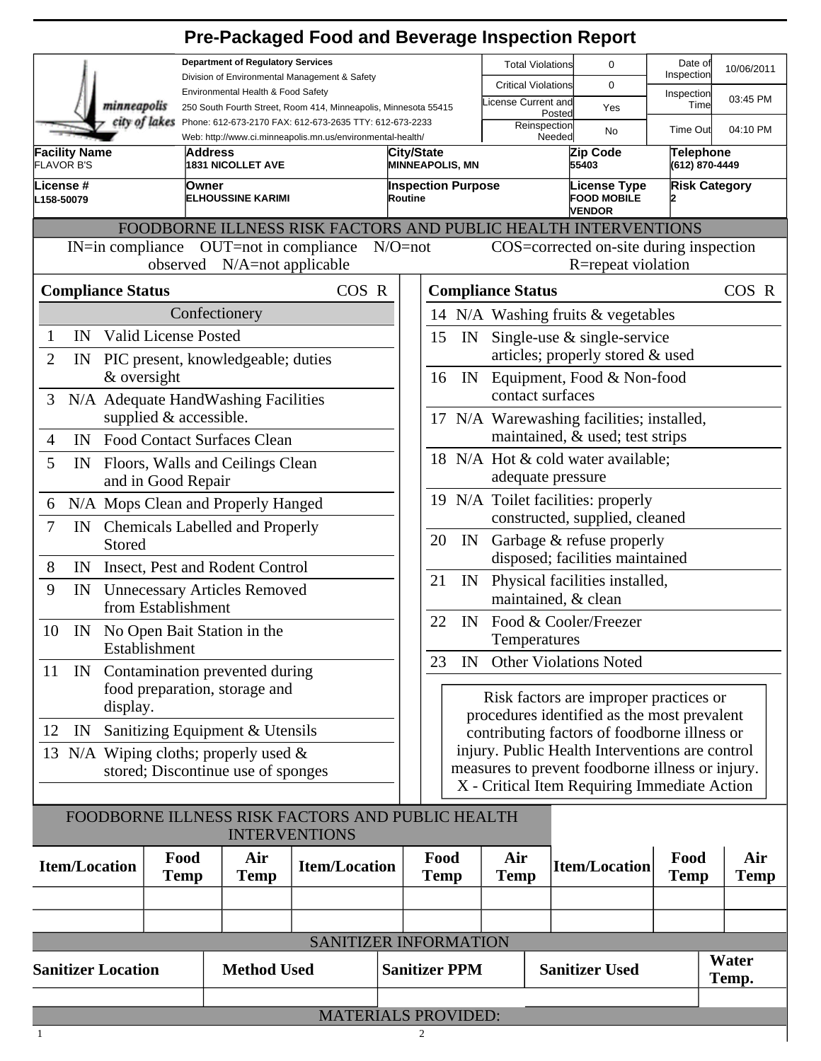# Pre-Packaged Food and Beverage Inspection Report

**Department of Regulatory Services**
Division of Environmental Management & Safety
Environmental Health & Food Safety
250 South Fourth Street, Room 414, Minneapolis, Minnesota 55415
Phone: 612-673-2170 FAX: 612-673-2635 TTY: 612-673-2233
Web: http://www.ci.minneapolis.mn.us/environmental-health/

minneapolis city of lakes

| | | | |
|---|---|---|---|
| Total Violations | 0 | Date of Inspection | 10/06/2011 |
| Critical Violations | 0 | Inspection Time | 03:45 PM |
| License Current and Posted | Yes | | |
| Reinspection Needed | No | Time Out | 04:10 PM |

| Facility Name | Address | City/State | Zip Code | Telephone |
|---|---|---|---|---|
| FLAVOR B'S | 1831 NICOLLET AVE | MINNEAPOLIS, MN | 55403 | (612) 870-4449 |

| License # | Owner | Inspection Purpose | License Type | Risk Category |
|---|---|---|---|---|
| L158-50079 | ELHOUSSINE KARIMI | Routine | FOOD MOBILE VENDOR | 2 |

## FOODBORNE ILLNESS RISK FACTORS AND PUBLIC HEALTH INTERVENTIONS

IN=in compliance OUT=not in compliance N/O=not observed N/A=not applicable COS=corrected on-site during inspection R=repeat violation

| # | Compliance Status | | COS | R |
|---|---|---|---|---|
| | | **Confectionery** | | |
| 1 | IN | Valid License Posted | | |
| 2 | IN | PIC present, knowledgeable; duties & oversight | | |
| 3 | N/A | Adequate HandWashing Facilities supplied & accessible. | | |
| 4 | IN | Food Contact Surfaces Clean | | |
| 5 | IN | Floors, Walls and Ceilings Clean and in Good Repair | | |
| 6 | N/A | Mops Clean and Properly Hanged | | |
| 7 | IN | Chemicals Labelled and Properly Stored | | |
| 8 | IN | Insect, Pest and Rodent Control | | |
| 9 | IN | Unnecessary Articles Removed from Establishment | | |
| 10 | IN | No Open Bait Station in the Establishment | | |
| 11 | IN | Contamination prevented during food preparation, storage and display. | | |
| 12 | IN | Sanitizing Equipment & Utensils | | |
| 13 | N/A | Wiping cloths; properly used & stored; Discontinue use of sponges | | |
| 14 | N/A | Washing fruits & vegetables | | |
| 15 | IN | Single-use & single-service articles; properly stored & used | | |
| 16 | IN | Equipment, Food & Non-food contact surfaces | | |
| 17 | N/A | Warewashing facilities; installed, maintained, & used; test strips | | |
| 18 | N/A | Hot & cold water available; adequate pressure | | |
| 19 | N/A | Toilet facilities: properly constructed, supplied, cleaned | | |
| 20 | IN | Garbage & refuse properly disposed; facilities maintained | | |
| 21 | IN | Physical facilities installed, maintained, & clean | | |
| 22 | IN | Food & Cooler/Freezer Temperatures | | |
| 23 | IN | Other Violations Noted | | |

Risk factors are improper practices or procedures identified as the most prevalent contributing factors of foodborne illness or injury. Public Health Interventions are control measures to prevent foodborne illness or injury.
X - Critical Item Requiring Immediate Action

## FOODBORNE ILLNESS RISK FACTORS AND PUBLIC HEALTH INTERVENTIONS

| Item/Location | Food Temp | Air Temp | Item/Location | Food Temp | Air Temp | Item/Location | Food Temp | Air Temp |
|---|---|---|---|---|---|---|---|---|
| | | | | | | | | |
| | | | | | | | | |

## SANITIZER INFORMATION

| Sanitizer Location | Method Used | Sanitizer PPM | Sanitizer Used | Water Temp. |
|---|---|---|---|---|
| | | | | |

## MATERIALS PROVIDED:

1

2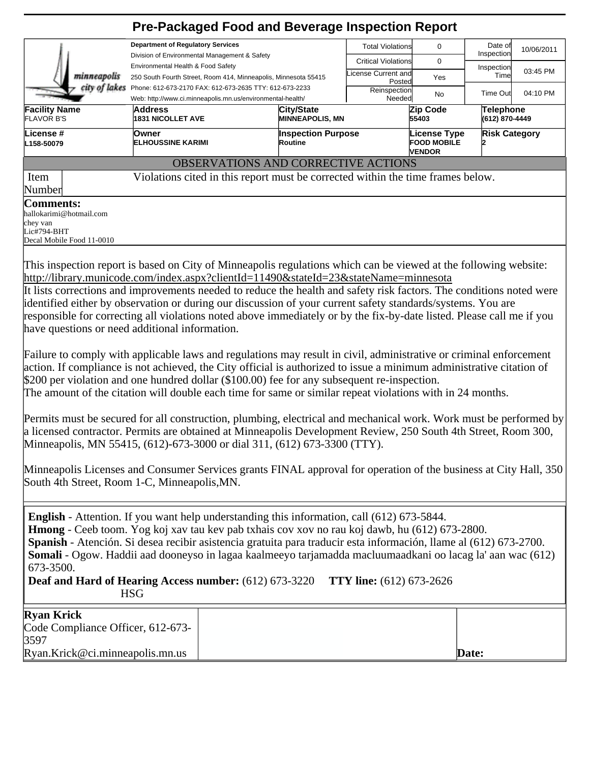# Pre-Packaged Food and Beverage Inspection Report

| | | | | | | |
|---|---|---|---|---|---|---|
| minneapolis city of lakes | **Department of Regulatory Services**<br>Division of Environmental Management & Safety<br>Environmental Health & Food Safety<br>250 South Fourth Street, Room 414, Minneapolis, Minnesota 55415<br>Phone: 612-673-2170 FAX: 612-673-2635 TTY: 612-673-2233<br>Web: http://www.ci.minneapolis.mn.us/environmental-health/ | Total Violations | 0 | Date of Inspection | 10/06/2011 |
| | | Critical Violations | 0 | Inspection Time | 03:45 PM |
| | | License Current and Posted | Yes | | |
| | | Reinspection Needed | No | Time Out | 04:10 PM |

| Facility Name | Address | City/State | Zip Code | Telephone |
|---|---|---|---|---|
| FLAVOR B'S | 1831 NICOLLET AVE | MINNEAPOLIS, MN | 55403 | (612) 870-4449 |

| License # | Owner | Inspection Purpose | License Type | Risk Category |
|---|---|---|---|---|
| L158-50079 | ELHOUSSINE KARIMI | Routine | FOOD MOBILE VENDOR | 2 |

## OBSERVATIONS AND CORRECTIVE ACTIONS

| Item Number | Violations cited in this report must be corrected within the time frames below. |
|---|---|

**Comments:**
hallokarimi@hotmail.com
chey van
Lic#794-BHT
Decal Mobile Food 11-0010

This inspection report is based on City of Minneapolis regulations which can be viewed at the following website: http://library.municode.com/index.aspx?clientId=11490&stateId=23&stateName=minnesota
It lists corrections and improvements needed to reduce the health and safety risk factors. The conditions noted were identified either by observation or during our discussion of your current safety standards/systems. You are responsible for correcting all violations noted above immediately or by the fix-by-date listed. Please call me if you have questions or need additional information.

Failure to comply with applicable laws and regulations may result in civil, administrative or criminal enforcement action. If compliance is not achieved, the City official is authorized to issue a minimum administrative citation of $200 per violation and one hundred dollar ($100.00) fee for any subsequent re-inspection.
The amount of the citation will double each time for same or similar repeat violations with in 24 months.

Permits must be secured for all construction, plumbing, electrical and mechanical work. Work must be performed by a licensed contractor. Permits are obtained at Minneapolis Development Review, 250 South 4th Street, Room 300, Minneapolis, MN 55415, (612)-673-3000 or dial 311, (612) 673-3300 (TTY).

Minneapolis Licenses and Consumer Services grants FINAL approval for operation of the business at City Hall, 350 South 4th Street, Room 1-C, Minneapolis,MN.

**English** - Attention. If you want help understanding this information, call (612) 673-5844.
**Hmong** - Ceeb toom. Yog koj xav tau kev pab txhais cov xov no rau koj dawb, hu (612) 673-2800.
**Spanish** - Atención. Si desea recibir asistencia gratuita para traducir esta información, llame al (612) 673-2700.
**Somali** - Ogow. Haddii aad dooneyso in lagaa kaalmeeyo tarjamadda macluumaadkani oo lacag la' aan wac (612) 673-3500.
**Deaf and Hard of Hearing Access number:** (612) 673-3220 **TTY line:** (612) 673-2626
HSG

| | | |
|---|---|---|
| **Ryan Krick**<br>Code Compliance Officer, 612-673-3597<br>Ryan.Krick@ci.minneapolis.mn.us | | **Date:** |